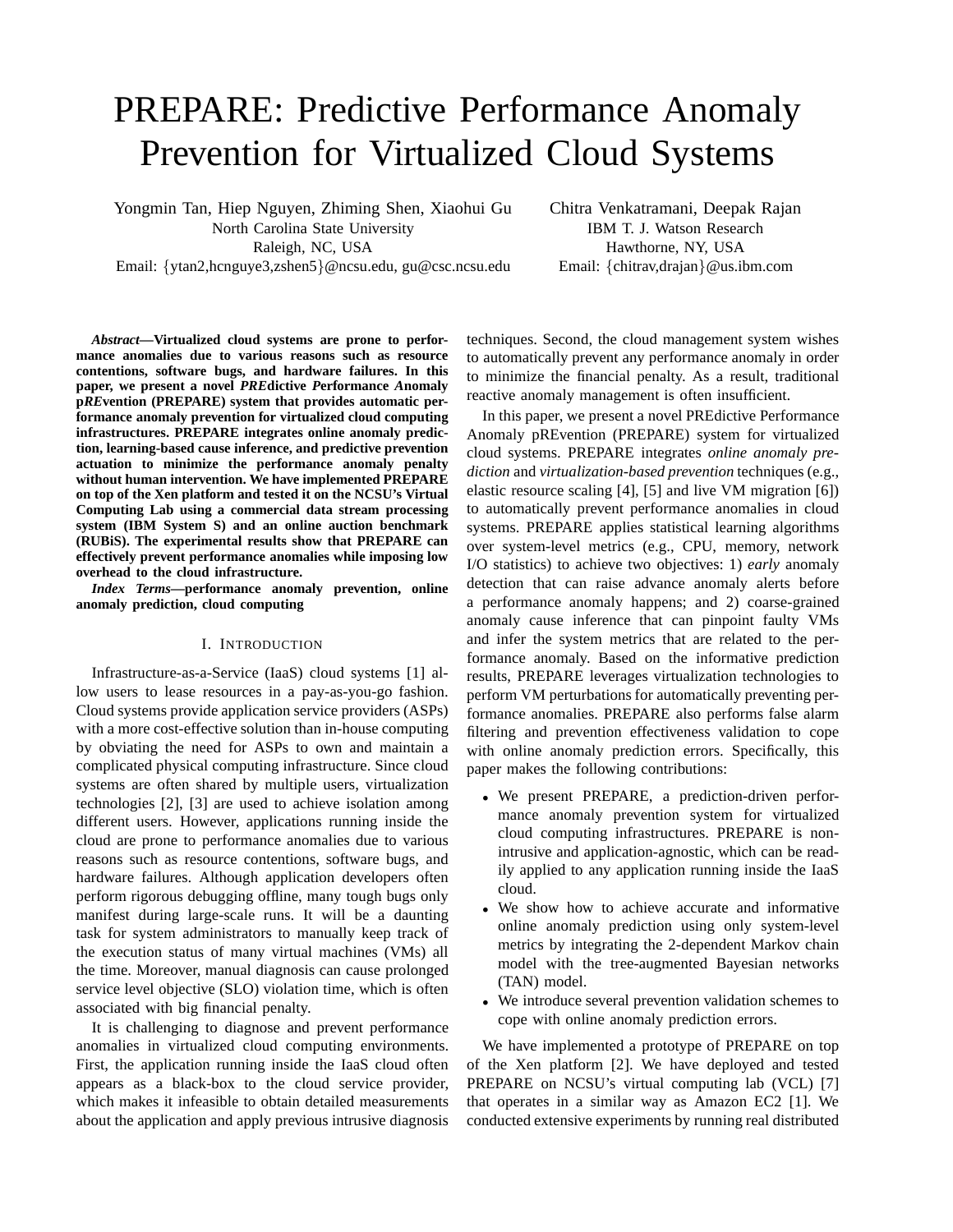# PREPARE: Predictive Performance Anomaly Prevention for Virtualized Cloud Systems

Yongmin Tan, Hiep Nguyen, Zhiming Shen, Xiaohui Gu
North Carolina State University
Raleigh, NC, USA
Email: {ytan2,hcnguye3,zshen5}@ncsu.edu, gu@csc.ncsu.edu

Chitra Venkatramani, Deepak Rajan
IBM T. J. Watson Research
Hawthorne, NY, USA
Email: {chitrav,drajan}@us.ibm.com

***Abstract*—Virtualized cloud systems are prone to performance anomalies due to various reasons such as resource contentions, software bugs, and hardware failures. In this paper, we present a novel *PRE*dictive *P*erformance *A*nomaly p*RE*vention (PREPARE) system that provides automatic performance anomaly prevention for virtualized cloud computing infrastructures. PREPARE integrates online anomaly prediction, learning-based cause inference, and predictive prevention actuation to minimize the performance anomaly penalty without human intervention. We have implemented PREPARE on top of the Xen platform and tested it on the NCSU's Virtual Computing Lab using a commercial data stream processing system (IBM System S) and an online auction benchmark (RUBiS). The experimental results show that PREPARE can effectively prevent performance anomalies while imposing low overhead to the cloud infrastructure.**

***Index Terms*—performance anomaly prevention, online anomaly prediction, cloud computing**

## I. Introduction

Infrastructure-as-a-Service (IaaS) cloud systems [1] allow users to lease resources in a pay-as-you-go fashion. Cloud systems provide application service providers (ASPs) with a more cost-effective solution than in-house computing by obviating the need for ASPs to own and maintain a complicated physical computing infrastructure. Since cloud systems are often shared by multiple users, virtualization technologies [2], [3] are used to achieve isolation among different users. However, applications running inside the cloud are prone to performance anomalies due to various reasons such as resource contentions, software bugs, and hardware failures. Although application developers often perform rigorous debugging offline, many tough bugs only manifest during large-scale runs. It will be a daunting task for system administrators to manually keep track of the execution status of many virtual machines (VMs) all the time. Moreover, manual diagnosis can cause prolonged service level objective (SLO) violation time, which is often associated with big financial penalty.

It is challenging to diagnose and prevent performance anomalies in virtualized cloud computing environments. First, the application running inside the IaaS cloud often appears as a black-box to the cloud service provider, which makes it infeasible to obtain detailed measurements about the application and apply previous intrusive diagnosis techniques. Second, the cloud management system wishes to automatically prevent any performance anomaly in order to minimize the financial penalty. As a result, traditional reactive anomaly management is often insufficient.

In this paper, we present a novel PREdictive Performance Anomaly pREvention (PREPARE) system for virtualized cloud systems. PREPARE integrates *online anomaly prediction* and *virtualization-based prevention* techniques (e.g., elastic resource scaling [4], [5] and live VM migration [6]) to automatically prevent performance anomalies in cloud systems. PREPARE applies statistical learning algorithms over system-level metrics (e.g., CPU, memory, network I/O statistics) to achieve two objectives: 1) *early* anomaly detection that can raise advance anomaly alerts before a performance anomaly happens; and 2) coarse-grained anomaly cause inference that can pinpoint faulty VMs and infer the system metrics that are related to the performance anomaly. Based on the informative prediction results, PREPARE leverages virtualization technologies to perform VM perturbations for automatically preventing performance anomalies. PREPARE also performs false alarm filtering and prevention effectiveness validation to cope with online anomaly prediction errors. Specifically, this paper makes the following contributions:

- We present PREPARE, a prediction-driven performance anomaly prevention system for virtualized cloud computing infrastructures. PREPARE is non-intrusive and application-agnostic, which can be readily applied to any application running inside the IaaS cloud.
- We show how to achieve accurate and informative online anomaly prediction using only system-level metrics by integrating the 2-dependent Markov chain model with the tree-augmented Bayesian networks (TAN) model.
- We introduce several prevention validation schemes to cope with online anomaly prediction errors.

We have implemented a prototype of PREPARE on top of the Xen platform [2]. We have deployed and tested PREPARE on NCSU's virtual computing lab (VCL) [7] that operates in a similar way as Amazon EC2 [1]. We conducted extensive experiments by running real distributed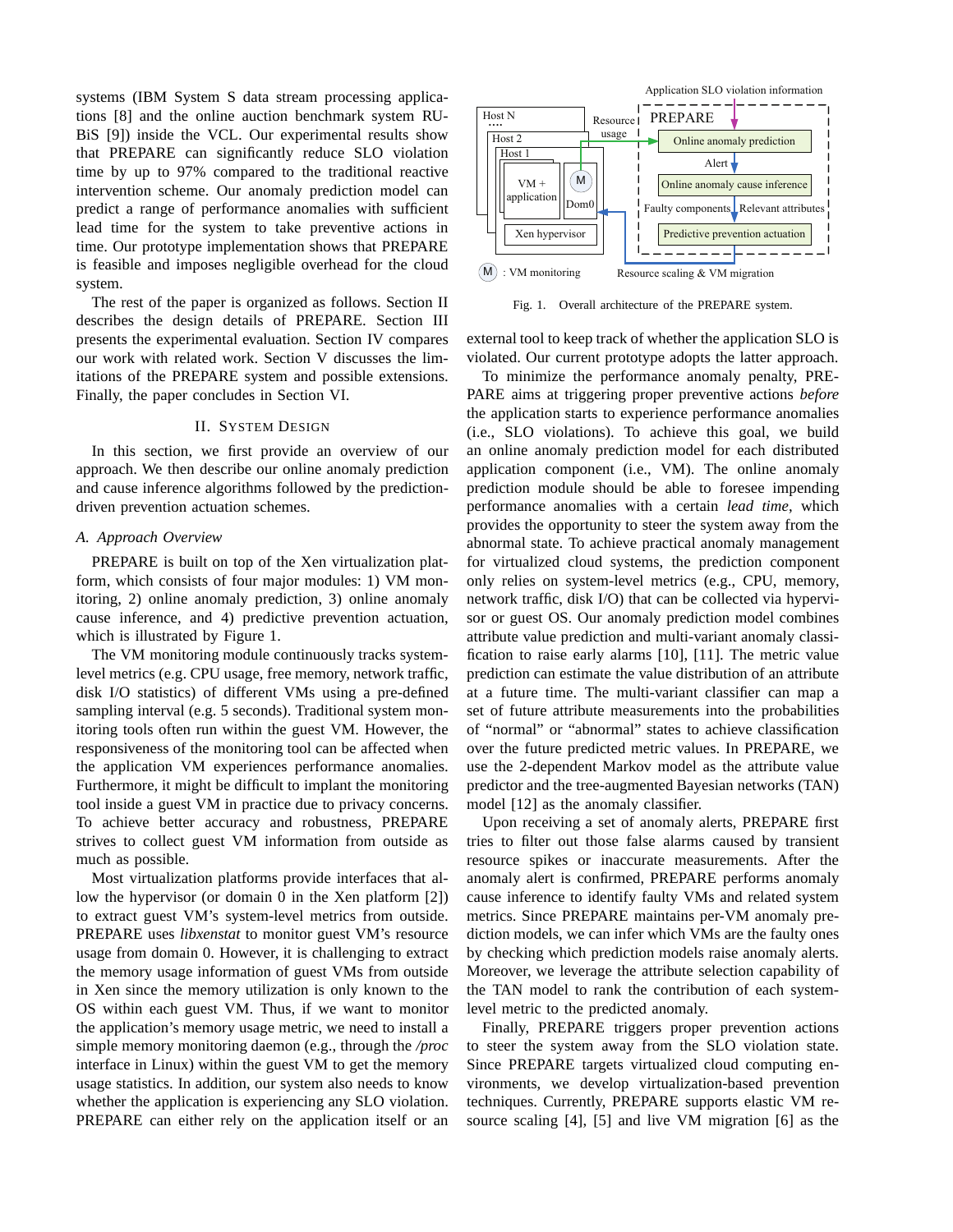systems (IBM System S data stream processing applications [8] and the online auction benchmark system RUBiS [9]) inside the VCL. Our experimental results show that PREPARE can significantly reduce SLO violation time by up to 97% compared to the traditional reactive intervention scheme. Our anomaly prediction model can predict a range of performance anomalies with sufficient lead time for the system to take preventive actions in time. Our prototype implementation shows that PREPARE is feasible and imposes negligible overhead for the cloud system.

The rest of the paper is organized as follows. Section II describes the design details of PREPARE. Section III presents the experimental evaluation. Section IV compares our work with related work. Section V discusses the limitations of the PREPARE system and possible extensions. Finally, the paper concludes in Section VI.

## II. System Design

In this section, we first provide an overview of our approach. We then describe our online anomaly prediction and cause inference algorithms followed by the prediction-driven prevention actuation schemes.

### A. Approach Overview

PREPARE is built on top of the Xen virtualization platform, which consists of four major modules: 1) VM monitoring, 2) online anomaly prediction, 3) online anomaly cause inference, and 4) predictive prevention actuation, which is illustrated by Figure 1.

The VM monitoring module continuously tracks system-level metrics (e.g. CPU usage, free memory, network traffic, disk I/O statistics) of different VMs using a pre-defined sampling interval (e.g. 5 seconds). Traditional system monitoring tools often run within the guest VM. However, the responsiveness of the monitoring tool can be affected when the application VM experiences performance anomalies. Furthermore, it might be difficult to implant the monitoring tool inside a guest VM in practice due to privacy concerns. To achieve better accuracy and robustness, PREPARE strives to collect guest VM information from outside as much as possible.

Most virtualization platforms provide interfaces that allow the hypervisor (or domain 0 in the Xen platform [2]) to extract guest VM's system-level metrics from outside. PREPARE uses *libxenstat* to monitor guest VM's resource usage from domain 0. However, it is challenging to extract the memory usage information of guest VMs from outside in Xen since the memory utilization is only known to the OS within each guest VM. Thus, if we want to monitor the application's memory usage metric, we need to install a simple memory monitoring daemon (e.g., through the */proc* interface in Linux) within the guest VM to get the memory usage statistics. In addition, our system also needs to know whether the application is experiencing any SLO violation. PREPARE can either rely on the application itself or an external tool to keep track of whether the application SLO is violated. Our current prototype adopts the latter approach.

Fig. 1. Overall architecture of the PREPARE system.

To minimize the performance anomaly penalty, PREPARE aims at triggering proper preventive actions *before* the application starts to experience performance anomalies (i.e., SLO violations). To achieve this goal, we build an online anomaly prediction model for each distributed application component (i.e., VM). The online anomaly prediction module should be able to foresee impending performance anomalies with a certain *lead time*, which provides the opportunity to steer the system away from the abnormal state. To achieve practical anomaly management for virtualized cloud systems, the prediction component only relies on system-level metrics (e.g., CPU, memory, network traffic, disk I/O) that can be collected via hypervisor or guest OS. Our anomaly prediction model combines attribute value prediction and multi-variant anomaly classification to raise early alarms [10], [11]. The metric value prediction can estimate the value distribution of an attribute at a future time. The multi-variant classifier can map a set of future attribute measurements into the probabilities of "normal" or "abnormal" states to achieve classification over the future predicted metric values. In PREPARE, we use the 2-dependent Markov model as the attribute value predictor and the tree-augmented Bayesian networks (TAN) model [12] as the anomaly classifier.

Upon receiving a set of anomaly alerts, PREPARE first tries to filter out those false alarms caused by transient resource spikes or inaccurate measurements. After the anomaly alert is confirmed, PREPARE performs anomaly cause inference to identify faulty VMs and related system metrics. Since PREPARE maintains per-VM anomaly prediction models, we can infer which VMs are the faulty ones by checking which prediction models raise anomaly alerts. Moreover, we leverage the attribute selection capability of the TAN model to rank the contribution of each system-level metric to the predicted anomaly.

Finally, PREPARE triggers proper prevention actions to steer the system away from the SLO violation state. Since PREPARE targets virtualized cloud computing environments, we develop virtualization-based prevention techniques. Currently, PREPARE supports elastic VM resource scaling [4], [5] and live VM migration [6] as the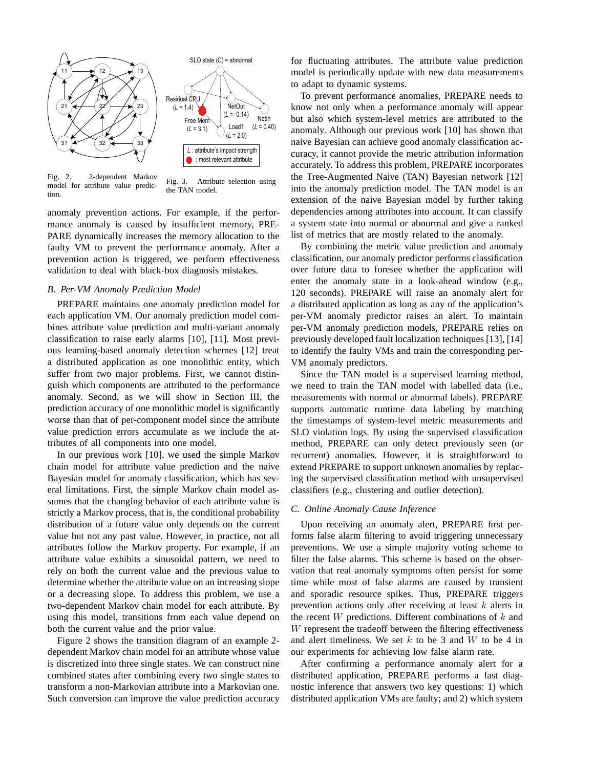Fig. 2. 2-dependent Markov model for attribute value prediction.

Fig. 3. Attribute selection using the TAN model.

anomaly prevention actions. For example, if the performance anomaly is caused by insufficient memory, PREPARE dynamically increases the memory allocation to the faulty VM to prevent the performance anomaly. After a prevention action is triggered, we perform effectiveness validation to deal with black-box diagnosis mistakes.

### *B. Per-VM Anomaly Prediction Model*

PREPARE maintains one anomaly prediction model for each application VM. Our anomaly prediction model combines attribute value prediction and multi-variant anomaly classification to raise early alarms [10], [11]. Most previous learning-based anomaly detection schemes [12] treat a distributed application as one monolithic entity, which suffer from two major problems. First, we cannot distinguish which components are attributed to the performance anomaly. Second, as we will show in Section III, the prediction accuracy of one monolithic model is significantly worse than that of per-component model since the attribute value prediction errors accumulate as we include the attributes of all components into one model.

In our previous work [10], we used the simple Markov chain model for attribute value prediction and the naive Bayesian model for anomaly classification, which has several limitations. First, the simple Markov chain model assumes that the changing behavior of each attribute value is strictly a Markov process, that is, the conditional probability distribution of a future value only depends on the current value but not any past value. However, in practice, not all attributes follow the Markov property. For example, if an attribute value exhibits a sinusoidal pattern, we need to rely on both the current value and the previous value to determine whether the attribute value on an increasing slope or a decreasing slope. To address this problem, we use a two-dependent Markov chain model for each attribute. By using this model, transitions from each value depend on both the current value and the prior value.

Figure 2 shows the transition diagram of an example 2-dependent Markov chain model for an attribute whose value is discretized into three single states. We can construct nine combined states after combining every two single states to transform a non-Markovian attribute into a Markovian one. Such conversion can improve the value prediction accuracy for fluctuating attributes. The attribute value prediction model is periodically update with new data measurements to adapt to dynamic systems.

To prevent performance anomalies, PREPARE needs to know not only when a performance anomaly will appear but also which system-level metrics are attributed to the anomaly. Although our previous work [10] has shown that naive Bayesian can achieve good anomaly classification accuracy, it cannot provide the metric attribution information accurately. To address this problem, PREPARE incorporates the Tree-Augmented Naive (TAN) Bayesian network [12] into the anomaly prediction model. The TAN model is an extension of the naive Bayesian model by further taking dependencies among attributes into account. It can classify a system state into normal or abnormal and give a ranked list of metrics that are mostly related to the anomaly.

By combining the metric value prediction and anomaly classification, our anomaly predictor performs classification over future data to foresee whether the application will enter the anomaly state in a look-ahead window (e.g., 120 seconds). PREPARE will raise an anomaly alert for a distributed application as long as any of the application's per-VM anomaly predictor raises an alert. To maintain per-VM anomaly prediction models, PREPARE relies on previously developed fault localization techniques [13], [14] to identify the faulty VMs and train the corresponding per-VM anomaly predictors.

Since the TAN model is a supervised learning method, we need to train the TAN model with labelled data (i.e., measurements with normal or abnormal labels). PREPARE supports automatic runtime data labeling by matching the timestamps of system-level metric measurements and SLO violation logs. By using the supervised classification method, PREPARE can only detect previously seen (or recurrent) anomalies. However, it is straightforward to extend PREPARE to support unknown anomalies by replacing the supervised classification method with unsupervised classifiers (e.g., clustering and outlier detection).

### *C. Online Anomaly Cause Inference*

Upon receiving an anomaly alert, PREPARE first performs false alarm filtering to avoid triggering unnecessary preventions. We use a simple majority voting scheme to filter the false alarms. This scheme is based on the observation that real anomaly symptoms often persist for some time while most of false alarms are caused by transient and sporadic resource spikes. Thus, PREPARE triggers prevention actions only after receiving at least $k$ alerts in the recent $W$ predictions. Different combinations of $k$ and $W$ represent the tradeoff between the filtering effectiveness and alert timeliness. We set $k$ to be 3 and $W$ to be 4 in our experiments for achieving low false alarm rate.

After confirming a performance anomaly alert for a distributed application, PREPARE performs a fast diagnostic inference that answers two key questions: 1) which distributed application VMs are faulty; and 2) which system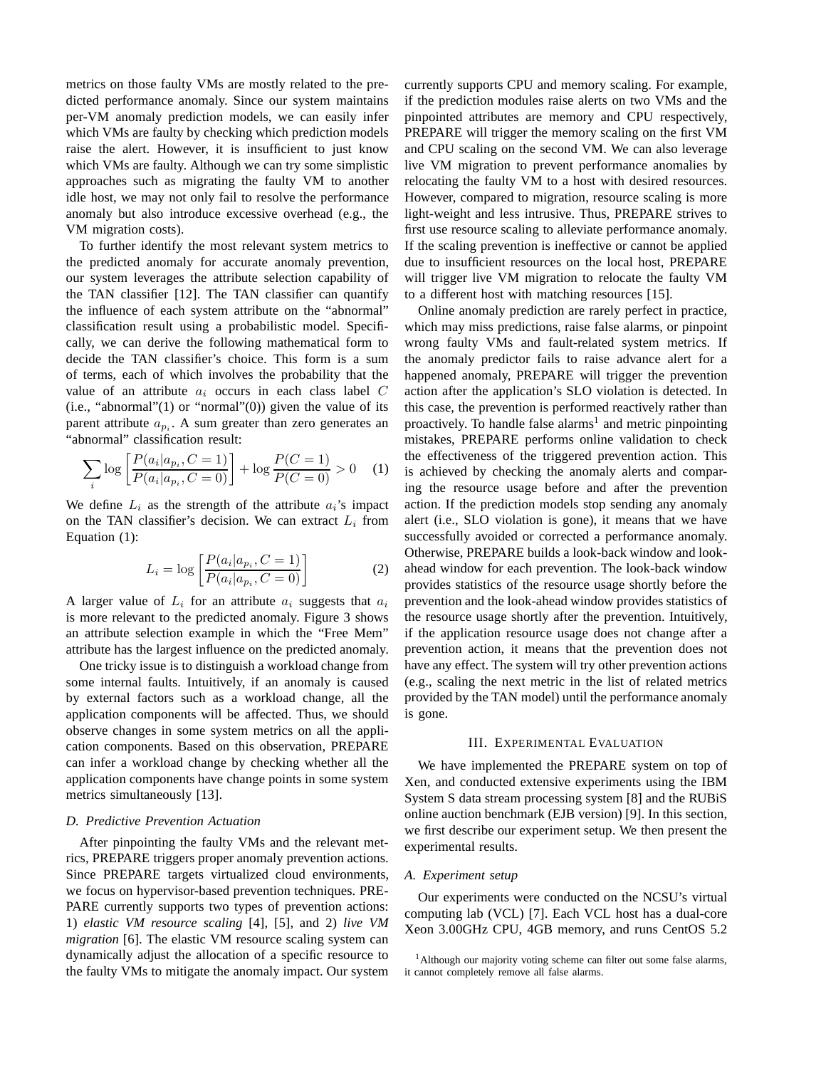metrics on those faulty VMs are mostly related to the predicted performance anomaly. Since our system maintains per-VM anomaly prediction models, we can easily infer which VMs are faulty by checking which prediction models raise the alert. However, it is insufficient to just know which VMs are faulty. Although we can try some simplistic approaches such as migrating the faulty VM to another idle host, we may not only fail to resolve the performance anomaly but also introduce excessive overhead (e.g., the VM migration costs).

To further identify the most relevant system metrics to the predicted anomaly for accurate anomaly prevention, our system leverages the attribute selection capability of the TAN classifier [12]. The TAN classifier can quantify the influence of each system attribute on the "abnormal" classification result using a probabilistic model. Specifically, we can derive the following mathematical form to decide the TAN classifier's choice. This form is a sum of terms, each of which involves the probability that the value of an attribute $a_i$ occurs in each class label $C$ (i.e., "abnormal"(1) or "normal"(0)) given the value of its parent attribute $a_{p_i}$. A sum greater than zero generates an "abnormal" classification result:

$$\sum_i \log\left[\frac{P(a_i|a_{p_i}, C=1)}{P(a_i|a_{p_i}, C=0)}\right] + \log\frac{P(C=1)}{P(C=0)} > 0 \quad (1)$$

We define $L_i$ as the strength of the attribute $a_i$'s impact on the TAN classifier's decision. We can extract $L_i$ from Equation (1):

$$L_i = \log\left[\frac{P(a_i|a_{p_i}, C=1)}{P(a_i|a_{p_i}, C=0)}\right] \quad (2)$$

A larger value of $L_i$ for an attribute $a_i$ suggests that $a_i$ is more relevant to the predicted anomaly. Figure 3 shows an attribute selection example in which the "Free Mem" attribute has the largest influence on the predicted anomaly.

One tricky issue is to distinguish a workload change from some internal faults. Intuitively, if an anomaly is caused by external factors such as a workload change, all the application components will be affected. Thus, we should observe changes in some system metrics on all the application components. Based on this observation, PREPARE can infer a workload change by checking whether all the application components have change points in some system metrics simultaneously [13].

### D. Predictive Prevention Actuation

After pinpointing the faulty VMs and the relevant metrics, PREPARE triggers proper anomaly prevention actions. Since PREPARE targets virtualized cloud environments, we focus on hypervisor-based prevention techniques. PREPARE currently supports two types of prevention actions: 1) *elastic VM resource scaling* [4], [5], and 2) *live VM migration* [6]. The elastic VM resource scaling system can dynamically adjust the allocation of a specific resource to the faulty VMs to mitigate the anomaly impact. Our system currently supports CPU and memory scaling. For example, if the prediction modules raise alerts on two VMs and the pinpointed attributes are memory and CPU respectively, PREPARE will trigger the memory scaling on the first VM and CPU scaling on the second VM. We can also leverage live VM migration to prevent performance anomalies by relocating the faulty VM to a host with desired resources. However, compared to migration, resource scaling is more light-weight and less intrusive. Thus, PREPARE strives to first use resource scaling to alleviate performance anomaly. If the scaling prevention is ineffective or cannot be applied due to insufficient resources on the local host, PREPARE will trigger live VM migration to relocate the faulty VM to a different host with matching resources [15].

Online anomaly prediction are rarely perfect in practice, which may miss predictions, raise false alarms, or pinpoint wrong faulty VMs and fault-related system metrics. If the anomaly predictor fails to raise advance alert for a happened anomaly, PREPARE will trigger the prevention action after the application's SLO violation is detected. In this case, the prevention is performed reactively rather than proactively. To handle false alarms[1] and metric pinpointing mistakes, PREPARE performs online validation to check the effectiveness of the triggered prevention action. This is achieved by checking the anomaly alerts and comparing the resource usage before and after the prevention action. If the prediction models stop sending any anomaly alert (i.e., SLO violation is gone), it means that we have successfully avoided or corrected a performance anomaly. Otherwise, PREPARE builds a look-back window and look-ahead window for each prevention. The look-back window provides statistics of the resource usage shortly before the prevention and the look-ahead window provides statistics of the resource usage shortly after the prevention. Intuitively, if the application resource usage does not change after a prevention action, it means that the prevention does not have any effect. The system will try other prevention actions (e.g., scaling the next metric in the list of related metrics provided by the TAN model) until the performance anomaly is gone.

## III. Experimental Evaluation

We have implemented the PREPARE system on top of Xen, and conducted extensive experiments using the IBM System S data stream processing system [8] and the RUBiS online auction benchmark (EJB version) [9]. In this section, we first describe our experiment setup. We then present the experimental results.

### A. Experiment setup

Our experiments were conducted on the NCSU's virtual computing lab (VCL) [7]. Each VCL host has a dual-core Xeon 3.00GHz CPU, 4GB memory, and runs CentOS 5.2

[1] Although our majority voting scheme can filter out some false alarms, it cannot completely remove all false alarms.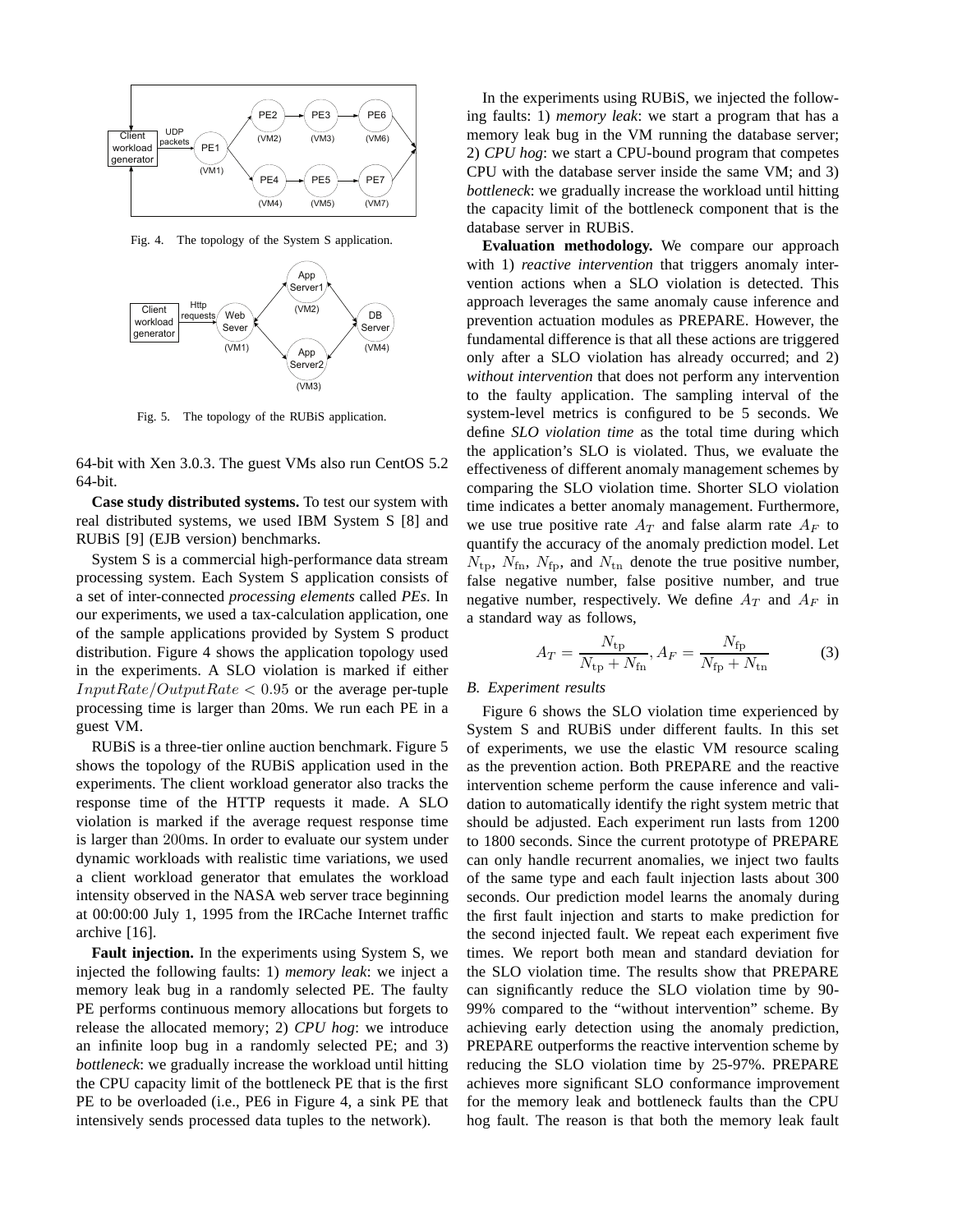Fig. 4. The topology of the System S application.

Fig. 5. The topology of the RUBiS application.

64-bit with Xen 3.0.3. The guest VMs also run CentOS 5.2 64-bit.

**Case study distributed systems.** To test our system with real distributed systems, we used IBM System S [8] and RUBiS [9] (EJB version) benchmarks.

System S is a commercial high-performance data stream processing system. Each System S application consists of a set of inter-connected *processing elements* called *PEs*. In our experiments, we used a tax-calculation application, one of the sample applications provided by System S product distribution. Figure 4 shows the application topology used in the experiments. A SLO violation is marked if either $InputRate/OutputRate < 0.95$ or the average per-tuple processing time is larger than 20ms. We run each PE in a guest VM.

RUBiS is a three-tier online auction benchmark. Figure 5 shows the topology of the RUBiS application used in the experiments. The client workload generator also tracks the response time of the HTTP requests it made. A SLO violation is marked if the average request response time is larger than 200ms. In order to evaluate our system under dynamic workloads with realistic time variations, we used a client workload generator that emulates the workload intensity observed in the NASA web server trace beginning at 00:00:00 July 1, 1995 from the IRCache Internet traffic archive [16].

**Fault injection.** In the experiments using System S, we injected the following faults: 1) *memory leak*: we inject a memory leak bug in a randomly selected PE. The faulty PE performs continuous memory allocations but forgets to release the allocated memory; 2) *CPU hog*: we introduce an infinite loop bug in a randomly selected PE; and 3) *bottleneck*: we gradually increase the workload until hitting the CPU capacity limit of the bottleneck PE that is the first PE to be overloaded (i.e., PE6 in Figure 4, a sink PE that intensively sends processed data tuples to the network).

In the experiments using RUBiS, we injected the following faults: 1) *memory leak*: we start a program that has a memory leak bug in the VM running the database server; 2) *CPU hog*: we start a CPU-bound program that competes CPU with the database server inside the same VM; and 3) *bottleneck*: we gradually increase the workload until hitting the capacity limit of the bottleneck component that is the database server in RUBiS.

**Evaluation methodology.** We compare our approach with 1) *reactive intervention* that triggers anomaly intervention actions when a SLO violation is detected. This approach leverages the same anomaly cause inference and prevention actuation modules as PREPARE. However, the fundamental difference is that all these actions are triggered only after a SLO violation has already occurred; and 2) *without intervention* that does not perform any intervention to the faulty application. The sampling interval of the system-level metrics is configured to be 5 seconds. We define *SLO violation time* as the total time during which the application's SLO is violated. Thus, we evaluate the effectiveness of different anomaly management schemes by comparing the SLO violation time. Shorter SLO violation time indicates a better anomaly management. Furthermore, we use true positive rate $A_T$ and false alarm rate $A_F$ to quantify the accuracy of the anomaly prediction model. Let $N_{\text{tp}}$, $N_{\text{fn}}$, $N_{\text{fp}}$, and $N_{\text{tn}}$ denote the true positive number, false negative number, false positive number, and true negative number, respectively. We define $A_T$ and $A_F$ in a standard way as follows,

$$A_T = \frac{N_{\text{tp}}}{N_{\text{tp}} + N_{\text{fn}}}, A_F = \frac{N_{\text{fp}}}{N_{\text{fp}} + N_{\text{tn}}} \tag{3}$$

### B. Experiment results

Figure 6 shows the SLO violation time experienced by System S and RUBiS under different faults. In this set of experiments, we use the elastic VM resource scaling as the prevention action. Both PREPARE and the reactive intervention scheme perform the cause inference and validation to automatically identify the right system metric that should be adjusted. Each experiment run lasts from 1200 to 1800 seconds. Since the current prototype of PREPARE can only handle recurrent anomalies, we inject two faults of the same type and each fault injection lasts about 300 seconds. Our prediction model learns the anomaly during the first fault injection and starts to make prediction for the second injected fault. We repeat each experiment five times. We report both mean and standard deviation for the SLO violation time. The results show that PREPARE can significantly reduce the SLO violation time by 90-99% compared to the "without intervention" scheme. By achieving early detection using the anomaly prediction, PREPARE outperforms the reactive intervention scheme by reducing the SLO violation time by 25-97%. PREPARE achieves more significant SLO conformance improvement for the memory leak and bottleneck faults than the CPU hog fault. The reason is that both the memory leak fault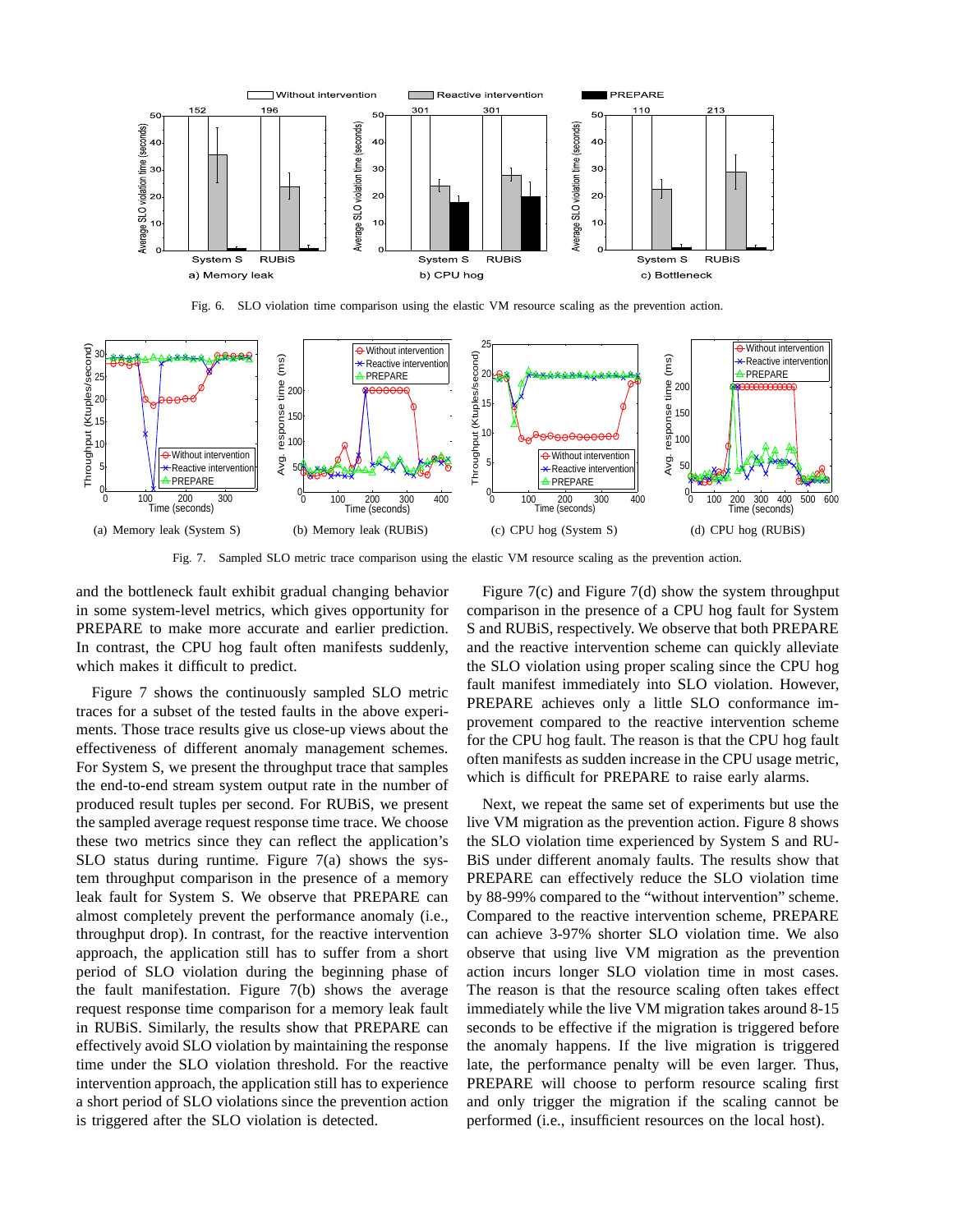Fig. 6. SLO violation time comparison using the elastic VM resource scaling as the prevention action.

(a) Memory leak (System S) (b) Memory leak (RUBiS) (c) CPU hog (System S) (d) CPU hog (RUBiS)

Fig. 7. Sampled SLO metric trace comparison using the elastic VM resource scaling as the prevention action.

and the bottleneck fault exhibit gradual changing behavior in some system-level metrics, which gives opportunity for PREPARE to make more accurate and earlier prediction. In contrast, the CPU hog fault often manifests suddenly, which makes it difficult to predict.

Figure 7 shows the continuously sampled SLO metric traces for a subset of the tested faults in the above experiments. Those trace results give us close-up views about the effectiveness of different anomaly management schemes. For System S, we present the throughput trace that samples the end-to-end stream system output rate in the number of produced result tuples per second. For RUBiS, we present the sampled average request response time trace. We choose these two metrics since they can reflect the application's SLO status during runtime. Figure 7(a) shows the system throughput comparison in the presence of a memory leak fault for System S. We observe that PREPARE can almost completely prevent the performance anomaly (i.e., throughput drop). In contrast, for the reactive intervention approach, the application still has to suffer from a short period of SLO violation during the beginning phase of the fault manifestation. Figure 7(b) shows the average request response time comparison for a memory leak fault in RUBiS. Similarly, the results show that PREPARE can effectively avoid SLO violation by maintaining the response time under the SLO violation threshold. For the reactive intervention approach, the application still has to experience a short period of SLO violations since the prevention action is triggered after the SLO violation is detected.

Figure 7(c) and Figure 7(d) show the system throughput comparison in the presence of a CPU hog fault for System S and RUBiS, respectively. We observe that both PREPARE and the reactive intervention scheme can quickly alleviate the SLO violation using proper scaling since the CPU hog fault manifest immediately into SLO violation. However, PREPARE achieves only a little SLO conformance improvement compared to the reactive intervention scheme for the CPU hog fault. The reason is that the CPU hog fault often manifests as sudden increase in the CPU usage metric, which is difficult for PREPARE to raise early alarms.

Next, we repeat the same set of experiments but use the live VM migration as the prevention action. Figure 8 shows the SLO violation time experienced by System S and RUBiS under different anomaly faults. The results show that PREPARE can effectively reduce the SLO violation time by 88-99% compared to the "without intervention" scheme. Compared to the reactive intervention scheme, PREPARE can achieve 3-97% shorter SLO violation time. We also observe that using live VM migration as the prevention action incurs longer SLO violation time in most cases. The reason is that the resource scaling often takes effect immediately while the live VM migration takes around 8-15 seconds to be effective if the migration is triggered before the anomaly happens. If the live migration is triggered late, the performance penalty will be even larger. Thus, PREPARE will choose to perform resource scaling first and only trigger the migration if the scaling cannot be performed (i.e., insufficient resources on the local host).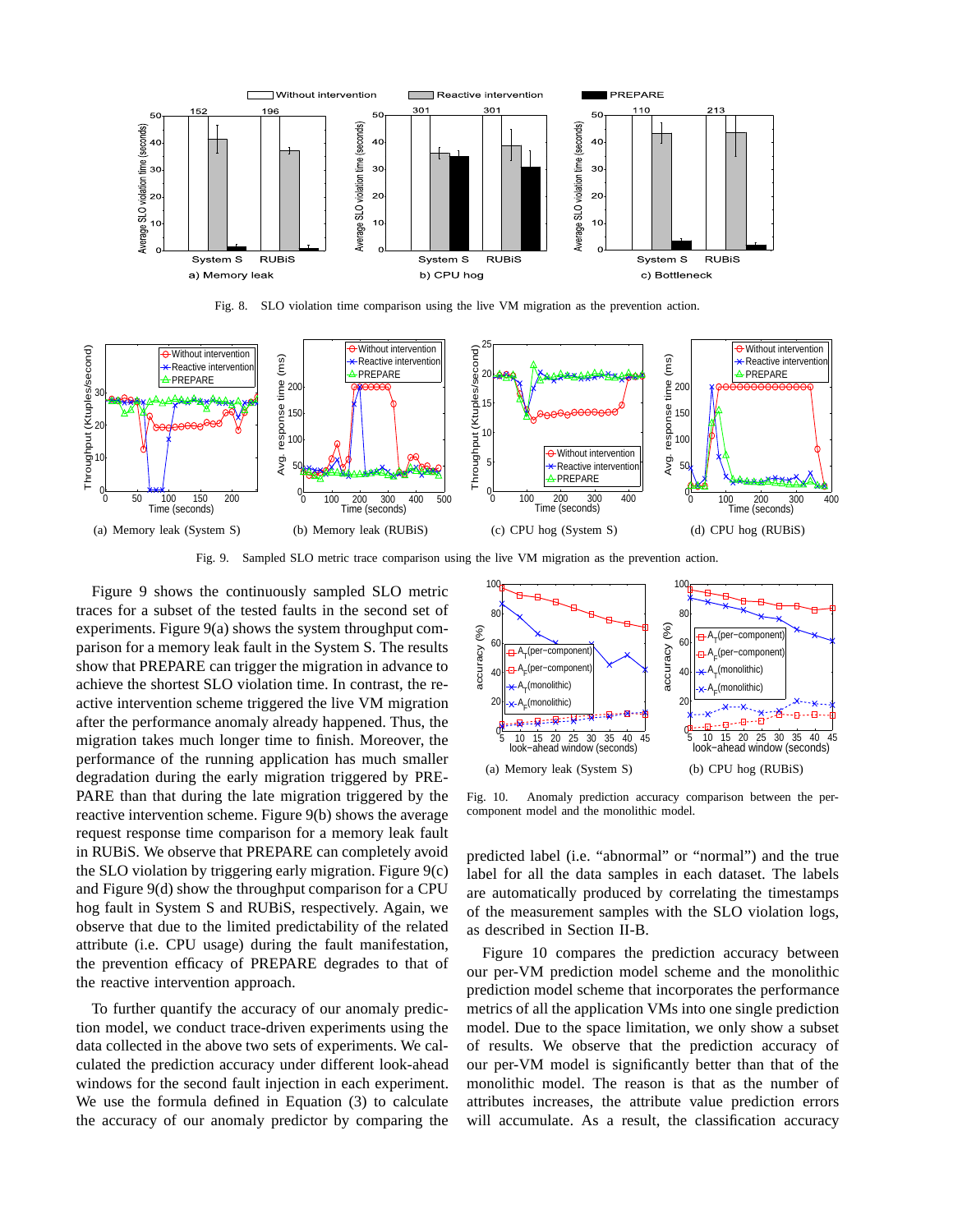Fig. 8. SLO violation time comparison using the live VM migration as the prevention action.

(a) Memory leak (System S) (b) Memory leak (RUBiS) (c) CPU hog (System S) (d) CPU hog (RUBiS)

Fig. 9. Sampled SLO metric trace comparison using the live VM migration as the prevention action.

Figure 9 shows the continuously sampled SLO metric traces for a subset of the tested faults in the second set of experiments. Figure 9(a) shows the system throughput comparison for a memory leak fault in the System S. The results show that PREPARE can trigger the migration in advance to achieve the shortest SLO violation time. In contrast, the reactive intervention scheme triggered the live VM migration after the performance anomaly already happened. Thus, the migration takes much longer time to finish. Moreover, the performance of the running application has much smaller degradation during the early migration triggered by PREPARE than that during the late migration triggered by the reactive intervention scheme. Figure 9(b) shows the average request response time comparison for a memory leak fault in RUBiS. We observe that PREPARE can completely avoid the SLO violation by triggering early migration. Figure 9(c) and Figure 9(d) show the throughput comparison for a CPU hog fault in System S and RUBiS, respectively. Again, we observe that due to the limited predictability of the related attribute (i.e. CPU usage) during the fault manifestation, the prevention efficacy of PREPARE degrades to that of the reactive intervention approach.

To further quantify the accuracy of our anomaly prediction model, we conduct trace-driven experiments using the data collected in the above two sets of experiments. We calculated the prediction accuracy under different look-ahead windows for the second fault injection in each experiment. We use the formula defined in Equation (3) to calculate the accuracy of our anomaly predictor by comparing the predicted label (i.e. "abnormal" or "normal") and the true label for all the data samples in each dataset. The labels are automatically produced by correlating the timestamps of the measurement samples with the SLO violation logs, as described in Section II-B.

(a) Memory leak (System S) (b) CPU hog (RUBiS)

Fig. 10. Anomaly prediction accuracy comparison between the per-component model and the monolithic model.

Figure 10 compares the prediction accuracy between our per-VM prediction model scheme and the monolithic prediction model scheme that incorporates the performance metrics of all the application VMs into one single prediction model. Due to the space limitation, we only show a subset of results. We observe that the prediction accuracy of our per-VM model is significantly better than that of the monolithic model. The reason is that as the number of attributes increases, the attribute value prediction errors will accumulate. As a result, the classification accuracy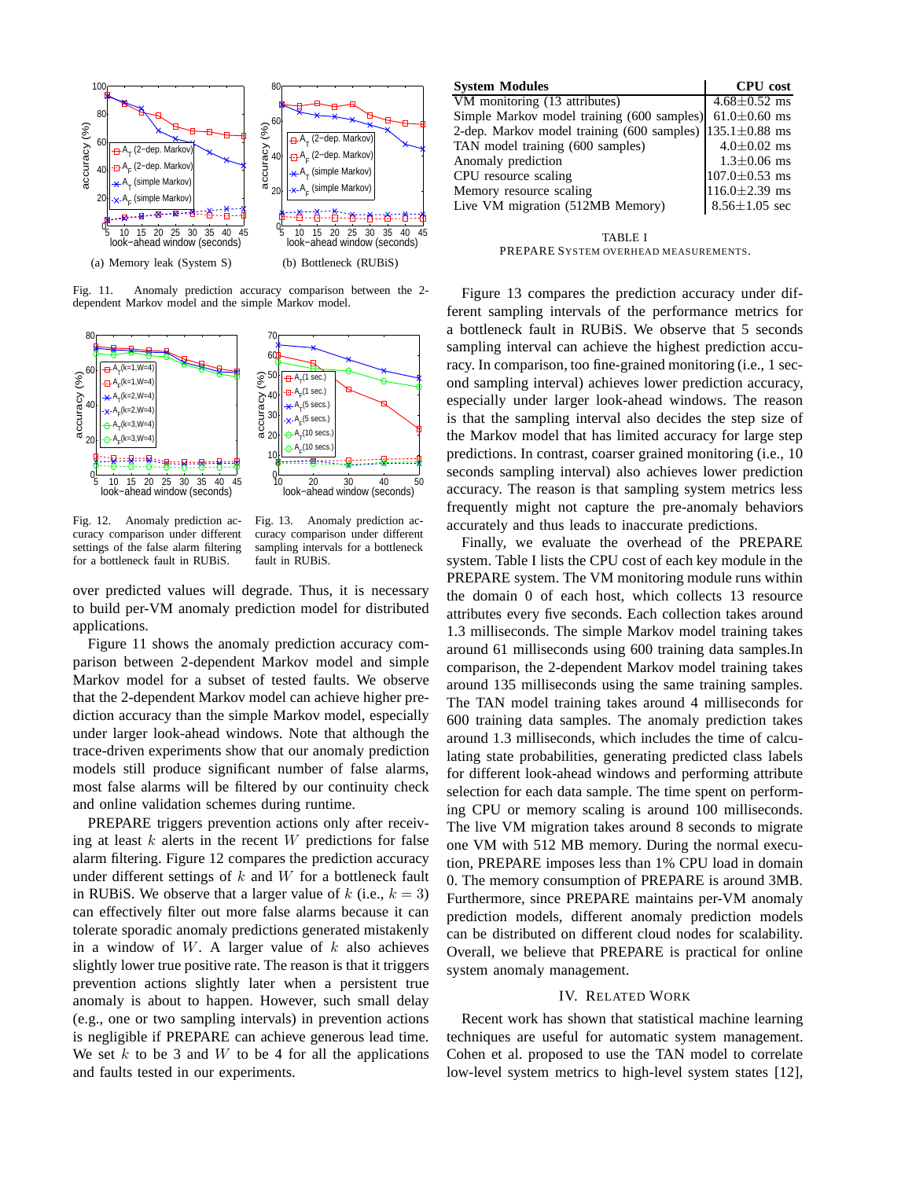(a) Memory leak (System S)

(b) Bottleneck (RUBiS)

Fig. 11. Anomaly prediction accuracy comparison between the 2-dependent Markov model and the simple Markov model.

Fig. 12. Anomaly prediction accuracy comparison under different settings of the false alarm filtering for a bottleneck fault in RUBiS.

Fig. 13. Anomaly prediction accuracy comparison under different sampling intervals for a bottleneck fault in RUBiS.

over predicted values will degrade. Thus, it is necessary to build per-VM anomaly prediction model for distributed applications.

Figure 11 shows the anomaly prediction accuracy comparison between 2-dependent Markov model and simple Markov model for a subset of tested faults. We observe that the 2-dependent Markov model can achieve higher prediction accuracy than the simple Markov model, especially under larger look-ahead windows. Note that although the trace-driven experiments show that our anomaly prediction models still produce significant number of false alarms, most false alarms will be filtered by our continuity check and online validation schemes during runtime.

PREPARE triggers prevention actions only after receiving at least $k$ alerts in the recent $W$ predictions for false alarm filtering. Figure 12 compares the prediction accuracy under different settings of $k$ and $W$ for a bottleneck fault in RUBiS. We observe that a larger value of $k$ (i.e., $k = 3$) can effectively filter out more false alarms because it can tolerate sporadic anomaly predictions generated mistakenly in a window of $W$. A larger value of $k$ also achieves slightly lower true positive rate. The reason is that it triggers prevention actions slightly later when a persistent true anomaly is about to happen. However, such small delay (e.g., one or two sampling intervals) in prevention actions is negligible if PREPARE can achieve generous lead time. We set $k$ to be 3 and $W$ to be 4 for all the applications and faults tested in our experiments.

| System Modules | CPU cost |
|---|---|
| VM monitoring (13 attributes) | 4.68±0.52 ms |
| Simple Markov model training (600 samples) | 61.0±0.60 ms |
| 2-dep. Markov model training (600 samples) | 135.1±0.88 ms |
| TAN model training (600 samples) | 4.0±0.02 ms |
| Anomaly prediction | 1.3±0.06 ms |
| CPU resource scaling | 107.0±0.53 ms |
| Memory resource scaling | 116.0±2.39 ms |
| Live VM migration (512MB Memory) | 8.56±1.05 sec |

TABLE I
PREPARE SYSTEM OVERHEAD MEASUREMENTS.

Figure 13 compares the prediction accuracy under different sampling intervals of the performance metrics for a bottleneck fault in RUBiS. We observe that 5 seconds sampling interval can achieve the highest prediction accuracy. In comparison, too fine-grained monitoring (i.e., 1 second sampling interval) achieves lower prediction accuracy, especially under larger look-ahead windows. The reason is that the sampling interval also decides the step size of the Markov model that has limited accuracy for large step predictions. In contrast, coarser grained monitoring (i.e., 10 seconds sampling interval) also achieves lower prediction accuracy. The reason is that sampling system metrics less frequently might not capture the pre-anomaly behaviors accurately and thus leads to inaccurate predictions.

Finally, we evaluate the overhead of the PREPARE system. Table I lists the CPU cost of each key module in the PREPARE system. The VM monitoring module runs within the domain 0 of each host, which collects 13 resource attributes every five seconds. Each collection takes around 1.3 milliseconds. The simple Markov model training takes around 61 milliseconds using 600 training data samples.In comparison, the 2-dependent Markov model training takes around 135 milliseconds using the same training samples. The TAN model training takes around 4 milliseconds for 600 training data samples. The anomaly prediction takes around 1.3 milliseconds, which includes the time of calculating state probabilities, generating predicted class labels for different look-ahead windows and performing attribute selection for each data sample. The time spent on performing CPU or memory scaling is around 100 milliseconds. The live VM migration takes around 8 seconds to migrate one VM with 512 MB memory. During the normal execution, PREPARE imposes less than 1% CPU load in domain 0. The memory consumption of PREPARE is around 3MB. Furthermore, since PREPARE maintains per-VM anomaly prediction models, different anomaly prediction models can be distributed on different cloud nodes for scalability. Overall, we believe that PREPARE is practical for online system anomaly management.

## IV. RELATED WORK

Recent work has shown that statistical machine learning techniques are useful for automatic system management. Cohen et al. proposed to use the TAN model to correlate low-level system metrics to high-level system states [12],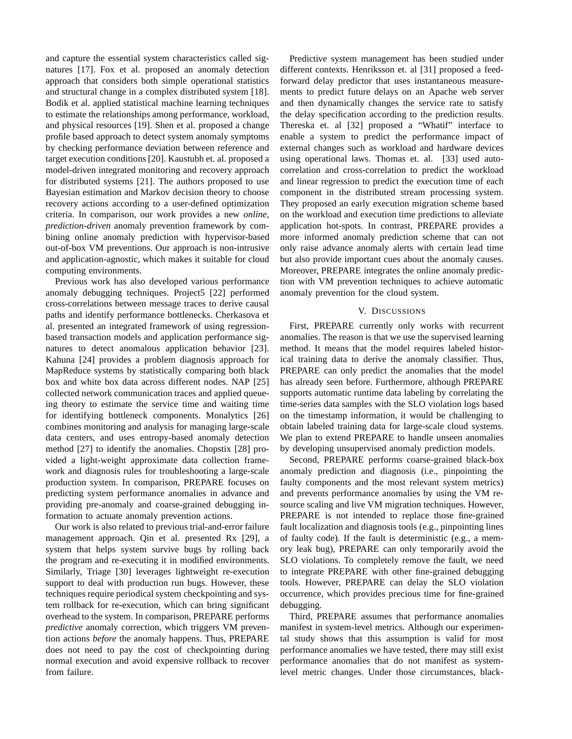and capture the essential system characteristics called signatures [17]. Fox et al. proposed an anomaly detection approach that considers both simple operational statistics and structural change in a complex distributed system [18]. Bodik et al. applied statistical machine learning techniques to estimate the relationships among performance, workload, and physical resources [19]. Shen et al. proposed a change profile based approach to detect system anomaly symptoms by checking performance deviation between reference and target execution conditions [20]. Kaustubh et. al. proposed a model-driven integrated monitoring and recovery approach for distributed systems [21]. The authors proposed to use Bayesian estimation and Markov decision theory to choose recovery actions according to a user-defined optimization criteria. In comparison, our work provides a new *online, prediction-driven* anomaly prevention framework by combining online anomaly prediction with hypervisor-based out-of-box VM preventions. Our approach is non-intrusive and application-agnostic, which makes it suitable for cloud computing environments.

Previous work has also developed various performance anomaly debugging techniques. Project5 [22] performed cross-correlations between message traces to derive causal paths and identify performance bottlenecks. Cherkasova et al. presented an integrated framework of using regression-based transaction models and application performance signatures to detect anomalous application behavior [23]. Kahuna [24] provides a problem diagnosis approach for MapReduce systems by statistically comparing both black box and white box data across different nodes. NAP [25] collected network communication traces and applied queueing theory to estimate the service time and waiting time for identifying bottleneck components. Monalytics [26] combines monitoring and analysis for managing large-scale data centers, and uses entropy-based anomaly detection method [27] to identify the anomalies. Chopstix [28] provided a light-weight approximate data collection framework and diagnosis rules for troubleshooting a large-scale production system. In comparison, PREPARE focuses on predicting system performance anomalies in advance and providing pre-anomaly and coarse-grained debugging information to actuate anomaly prevention actions.

Our work is also related to previous trial-and-error failure management approach. Qin et al. presented Rx [29], a system that helps system survive bugs by rolling back the program and re-executing it in modified environments. Similarly, Triage [30] leverages lightweight re-execution support to deal with production run bugs. However, these techniques require periodical system checkpointing and system rollback for re-execution, which can bring significant overhead to the system. In comparison, PREPARE performs *predictive* anomaly correction, which triggers VM prevention actions *before* the anomaly happens. Thus, PREPARE does not need to pay the cost of checkpointing during normal execution and avoid expensive rollback to recover from failure.

Predictive system management has been studied under different contexts. Henriksson et. al [31] proposed a feed-forward delay predictor that uses instantaneous measurements to predict future delays on an Apache web server and then dynamically changes the service rate to satisfy the delay specification according to the prediction results. Thereska et. al [32] proposed a "Whatif" interface to enable a system to predict the performance impact of external changes such as workload and hardware devices using operational laws. Thomas et. al. [33] used auto-correlation and cross-correlation to predict the workload and linear regression to predict the execution time of each component in the distributed stream processing system. They proposed an early execution migration scheme based on the workload and execution time predictions to alleviate application hot-spots. In contrast, PREPARE provides a more informed anomaly prediction scheme that can not only raise advance anomaly alerts with certain lead time but also provide important cues about the anomaly causes. Moreover, PREPARE integrates the online anomaly prediction with VM prevention techniques to achieve automatic anomaly prevention for the cloud system.

## V. Discussions

First, PREPARE currently only works with recurrent anomalies. The reason is that we use the supervised learning method. It means that the model requires labeled historical training data to derive the anomaly classifier. Thus, PREPARE can only predict the anomalies that the model has already seen before. Furthermore, although PREPARE supports automatic runtime data labeling by correlating the time-series data samples with the SLO violation logs based on the timestamp information, it would be challenging to obtain labeled training data for large-scale cloud systems. We plan to extend PREPARE to handle unseen anomalies by developing unsupervised anomaly prediction models.

Second, PREPARE performs coarse-grained black-box anomaly prediction and diagnosis (i.e., pinpointing the faulty components and the most relevant system metrics) and prevents performance anomalies by using the VM resource scaling and live VM migration techniques. However, PREPARE is not intended to replace those fine-grained fault localization and diagnosis tools (e.g., pinpointing lines of faulty code). If the fault is deterministic (e.g., a memory leak bug), PREPARE can only temporarily avoid the SLO violations. To completely remove the fault, we need to integrate PREPARE with other fine-grained debugging tools. However, PREPARE can delay the SLO violation occurrence, which provides precious time for fine-grained debugging.

Third, PREPARE assumes that performance anomalies manifest in system-level metrics. Although our experimental study shows that this assumption is valid for most performance anomalies we have tested, there may still exist performance anomalies that do not manifest as system-level metric changes. Under those circumstances, black-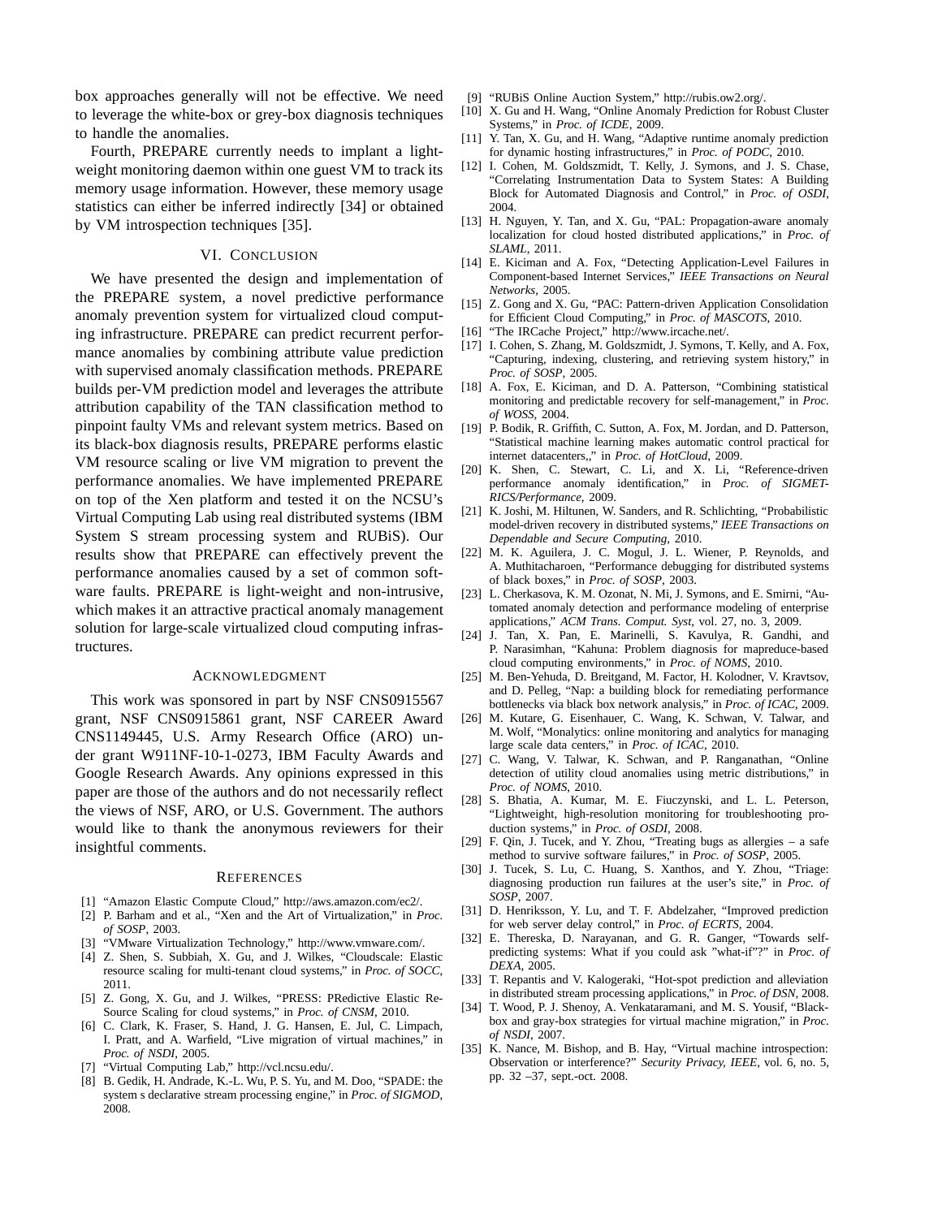box approaches generally will not be effective. We need to leverage the white-box or grey-box diagnosis techniques to handle the anomalies.

Fourth, PREPARE currently needs to implant a light-weight monitoring daemon within one guest VM to track its memory usage information. However, these memory usage statistics can either be inferred indirectly [34] or obtained by VM introspection techniques [35].

## VI. Conclusion

We have presented the design and implementation of the PREPARE system, a novel predictive performance anomaly prevention system for virtualized cloud computing infrastructure. PREPARE can predict recurrent performance anomalies by combining attribute value prediction with supervised anomaly classification methods. PREPARE builds per-VM prediction model and leverages the attribute attribution capability of the TAN classification method to pinpoint faulty VMs and relevant system metrics. Based on its black-box diagnosis results, PREPARE performs elastic VM resource scaling or live VM migration to prevent the performance anomalies. We have implemented PREPARE on top of the Xen platform and tested it on the NCSU's Virtual Computing Lab using real distributed systems (IBM System S stream processing system and RUBiS). Our results show that PREPARE can effectively prevent the performance anomalies caused by a set of common software faults. PREPARE is light-weight and non-intrusive, which makes it an attractive practical anomaly management solution for large-scale virtualized cloud computing infrastructures.

## Acknowledgment

This work was sponsored in part by NSF CNS0915567 grant, NSF CNS0915861 grant, NSF CAREER Award CNS1149445, U.S. Army Research Office (ARO) under grant W911NF-10-1-0273, IBM Faculty Awards and Google Research Awards. Any opinions expressed in this paper are those of the authors and do not necessarily reflect the views of NSF, ARO, or U.S. Government. The authors would like to thank the anonymous reviewers for their insightful comments.

## References

[1] "Amazon Elastic Compute Cloud," http://aws.amazon.com/ec2/.

[2] P. Barham and et al., "Xen and the Art of Virtualization," in *Proc. of SOSP*, 2003.

[3] "VMware Virtualization Technology," http://www.vmware.com/.

[4] Z. Shen, S. Subbiah, X. Gu, and J. Wilkes, "Cloudscale: Elastic resource scaling for multi-tenant cloud systems," in *Proc. of SOCC*, 2011.

[5] Z. Gong, X. Gu, and J. Wilkes, "PRESS: PRedictive Elastic ReSource Scaling for cloud systems," in *Proc. of CNSM*, 2010.

[6] C. Clark, K. Fraser, S. Hand, J. G. Hansen, E. Jul, C. Limpach, I. Pratt, and A. Warfield, "Live migration of virtual machines," in *Proc. of NSDI*, 2005.

[7] "Virtual Computing Lab," http://vcl.ncsu.edu/.

[8] B. Gedik, H. Andrade, K.-L. Wu, P. S. Yu, and M. Doo, "SPADE: the system s declarative stream processing engine," in *Proc. of SIGMOD*, 2008.

[9] "RUBiS Online Auction System," http://rubis.ow2.org/.

[10] X. Gu and H. Wang, "Online Anomaly Prediction for Robust Cluster Systems," in *Proc. of ICDE*, 2009.

[11] Y. Tan, X. Gu, and H. Wang, "Adaptive runtime anomaly prediction for dynamic hosting infrastructures," in *Proc. of PODC*, 2010.

[12] I. Cohen, M. Goldszmidt, T. Kelly, J. Symons, and J. S. Chase, "Correlating Instrumentation Data to System States: A Building Block for Automated Diagnosis and Control," in *Proc. of OSDI*, 2004.

[13] H. Nguyen, Y. Tan, and X. Gu, "PAL: Propagation-aware anomaly localization for cloud hosted distributed applications," in *Proc. of SLAML*, 2011.

[14] E. Kiciman and A. Fox, "Detecting Application-Level Failures in Component-based Internet Services," *IEEE Transactions on Neural Networks*, 2005.

[15] Z. Gong and X. Gu, "PAC: Pattern-driven Application Consolidation for Efficient Cloud Computing," in *Proc. of MASCOTS*, 2010.

[16] "The IRCache Project," http://www.ircache.net/.

[17] I. Cohen, S. Zhang, M. Goldszmidt, J. Symons, T. Kelly, and A. Fox, "Capturing, indexing, clustering, and retrieving system history," in *Proc. of SOSP*, 2005.

[18] A. Fox, E. Kiciman, and D. A. Patterson, "Combining statistical monitoring and predictable recovery for self-management," in *Proc. of WOSS*, 2004.

[19] P. Bodik, R. Griffith, C. Sutton, A. Fox, M. Jordan, and D. Patterson, "Statistical machine learning makes automatic control practical for internet datacenters,," in *Proc. of HotCloud*, 2009.

[20] K. Shen, C. Stewart, C. Li, and X. Li, "Reference-driven performance anomaly identification," in *Proc. of SIGMETRICS/Performance*, 2009.

[21] K. Joshi, M. Hiltunen, W. Sanders, and R. Schlichting, "Probabilistic model-driven recovery in distributed systems," *IEEE Transactions on Dependable and Secure Computing*, 2010.

[22] M. K. Aguilera, J. C. Mogul, J. L. Wiener, P. Reynolds, and A. Muthitacharoen, "Performance debugging for distributed systems of black boxes," in *Proc. of SOSP*, 2003.

[23] L. Cherkasova, K. M. Ozonat, N. Mi, J. Symons, and E. Smirni, "Automated anomaly detection and performance modeling of enterprise applications," *ACM Trans. Comput. Syst*, vol. 27, no. 3, 2009.

[24] J. Tan, X. Pan, E. Marinelli, S. Kavulya, R. Gandhi, and P. Narasimhan, "Kahuna: Problem diagnosis for mapreduce-based cloud computing environments," in *Proc. of NOMS*, 2010.

[25] M. Ben-Yehuda, D. Breitgand, M. Factor, H. Kolodner, V. Kravtsov, and D. Pelleg, "Nap: a building block for remediating performance bottlenecks via black box network analysis," in *Proc. of ICAC*, 2009.

[26] M. Kutare, G. Eisenhauer, C. Wang, K. Schwan, V. Talwar, and M. Wolf, "Monalytics: online monitoring and analytics for managing large scale data centers," in *Proc. of ICAC*, 2010.

[27] C. Wang, V. Talwar, K. Schwan, and P. Ranganathan, "Online detection of utility cloud anomalies using metric distributions," in *Proc. of NOMS*, 2010.

[28] S. Bhatia, A. Kumar, M. E. Fiuczynski, and L. L. Peterson, "Lightweight, high-resolution monitoring for troubleshooting production systems," in *Proc. of OSDI*, 2008.

[29] F. Qin, J. Tucek, and Y. Zhou, "Treating bugs as allergies – a safe method to survive software failures," in *Proc. of SOSP*, 2005.

[30] J. Tucek, S. Lu, C. Huang, S. Xanthos, and Y. Zhou, "Triage: diagnosing production run failures at the user's site," in *Proc. of SOSP*, 2007.

[31] D. Henriksson, Y. Lu, and T. F. Abdelzaher, "Improved prediction for web server delay control," in *Proc. of ECRTS*, 2004.

[32] E. Thereska, D. Narayanan, and G. R. Ganger, "Towards self-predicting systems: What if you could ask "what-if"?" in *Proc. of DEXA*, 2005.

[33] T. Repantis and V. Kalogeraki, "Hot-spot prediction and alleviation in distributed stream processing applications," in *Proc. of DSN*, 2008.

[34] T. Wood, P. J. Shenoy, A. Venkataramani, and M. S. Yousif, "Black-box and gray-box strategies for virtual machine migration," in *Proc. of NSDI*, 2007.

[35] K. Nance, M. Bishop, and B. Hay, "Virtual machine introspection: Observation or interference?" *Security Privacy, IEEE*, vol. 6, no. 5, pp. 32 –37, sept.-oct. 2008.